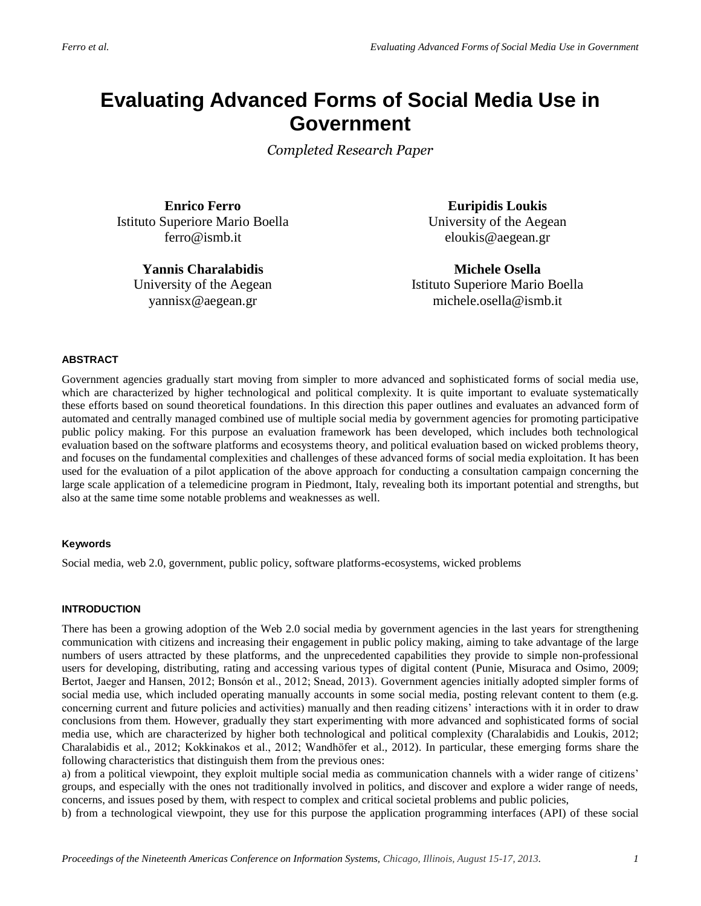# Evaluating Advanced Forms of Social Media Use in Government

*Completed Research Paper*

**Enrico Ferro**
Istituto Superiore Mario Boella
ferro@ismb.it

**Euripidis Loukis**
University of the Aegean
eloukis@aegean.gr

**Yannis Charalabidis**
University of the Aegean
yannisx@aegean.gr

**Michele Osella**
Istituto Superiore Mario Boella
michele.osella@ismb.it

## ABSTRACT

Government agencies gradually start moving from simpler to more advanced and sophisticated forms of social media use, which are characterized by higher technological and political complexity. It is quite important to evaluate systematically these efforts based on sound theoretical foundations. In this direction this paper outlines and evaluates an advanced form of automated and centrally managed combined use of multiple social media by government agencies for promoting participative public policy making. For this purpose an evaluation framework has been developed, which includes both technological evaluation based on the software platforms and ecosystems theory, and political evaluation based on wicked problems theory, and focuses on the fundamental complexities and challenges of these advanced forms of social media exploitation. It has been used for the evaluation of a pilot application of the above approach for conducting a consultation campaign concerning the large scale application of a telemedicine program in Piedmont, Italy, revealing both its important potential and strengths, but also at the same time some notable problems and weaknesses as well.

### Keywords

Social media, web 2.0, government, public policy, software platforms-ecosystems, wicked problems

## INTRODUCTION

There has been a growing adoption of the Web 2.0 social media by government agencies in the last years for strengthening communication with citizens and increasing their engagement in public policy making, aiming to take advantage of the large numbers of users attracted by these platforms, and the unprecedented capabilities they provide to simple non-professional users for developing, distributing, rating and accessing various types of digital content (Punie, Misuraca and Osimo, 2009; Bertot, Jaeger and Hansen, 2012; Bonsón et al., 2012; Snead, 2013). Government agencies initially adopted simpler forms of social media use, which included operating manually accounts in some social media, posting relevant content to them (e.g. concerning current and future policies and activities) manually and then reading citizens' interactions with it in order to draw conclusions from them. However, gradually they start experimenting with more advanced and sophisticated forms of social media use, which are characterized by higher both technological and political complexity (Charalabidis and Loukis, 2012; Charalabidis et al., 2012; Kokkinakos et al., 2012; Wandhöfer et al., 2012). In particular, these emerging forms share the following characteristics that distinguish them from the previous ones:

a) from a political viewpoint, they exploit multiple social media as communication channels with a wider range of citizens' groups, and especially with the ones not traditionally involved in politics, and discover and explore a wider range of needs, concerns, and issues posed by them, with respect to complex and critical societal problems and public policies,

b) from a technological viewpoint, they use for this purpose the application programming interfaces (API) of these social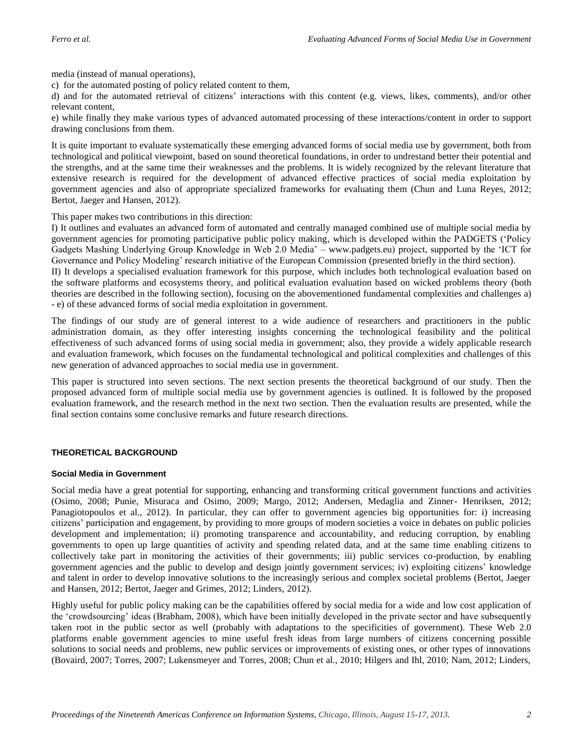media (instead of manual operations),

c) for the automated posting of policy related content to them,

d) and for the automated retrieval of citizens' interactions with this content (e.g. views, likes, comments), and/or other relevant content,

e) while finally they make various types of advanced automated processing of these interactions/content in order to support drawing conclusions from them.

It is quite important to evaluate systematically these emerging advanced forms of social media use by government, both from technological and political viewpoint, based on sound theoretical foundations, in order to undrestand better their potential and the strengths, and at the same time their weaknesses and the problems. It is widely recognized by the relevant literature that extensive research is required for the development of advanced effective practices of social media exploitation by government agencies and also of appropriate specialized frameworks for evaluating them (Chun and Luna Reyes, 2012; Bertot, Jaeger and Hansen, 2012).

This paper makes two contributions in this direction:

I) It outlines and evaluates an advanced form of automated and centrally managed combined use of multiple social media by government agencies for promoting participative public policy making, which is developed within the PADGETS ('Policy Gadgets Mashing Underlying Group Knowledge in Web 2.0 Media' – www.padgets.eu) project, supported by the 'ICT for Governance and Policy Modeling' research initiative of the European Commission (presented briefly in the third section).

II) It develops a specialised evaluation framework for this purpose, which includes both technological evaluation based on the software platforms and ecosystems theory, and political evaluation evaluation based on wicked problems theory (both theories are described in the following section), focusing on the abovementioned fundamental complexities and challenges a) - e) of these advanced forms of social media exploitation in government.

The findings of our study are of general interest to a wide audience of researchers and practitioners in the public administration domain, as they offer interesting insights concerning the technological feasibility and the political effectiveness of such advanced forms of using social media in government; also, they provide a widely applicable research and evaluation framework, which focuses on the fundamental technological and political complexities and challenges of this new generation of advanced approaches to social media use in government.

This paper is structured into seven sections. The next section presents the theoretical background of our study. Then the proposed advanced form of multiple social media use by government agencies is outlined. It is followed by the proposed evaluation framework, and the research method in the next two section. Then the evaluation results are presented, while the final section contains some conclusive remarks and future research directions.

## THEORETICAL BACKGROUND

### Social Media in Government

Social media have a great potential for supporting, enhancing and transforming critical government functions and activities (Osimo, 2008; Punie, Misuraca and Osimo, 2009; Margo, 2012; Andersen, Medaglia and Zinner- Henriksen, 2012; Panagiotopoulos et al., 2012). In particular, they can offer to government agencies big opportunities for: i) increasing citizens' participation and engagement, by providing to more groups of modern societies a voice in debates on public policies development and implementation; ii) promoting transparence and accountability, and reducing corruption, by enabling governments to open up large quantities of activity and spending related data, and at the same time enabling citizens to collectively take part in monitoring the activities of their governments; iii) public services co-production, by enabling government agencies and the public to develop and design jointly government services; iv) exploiting citizens' knowledge and talent in order to develop innovative solutions to the increasingly serious and complex societal problems (Bertot, Jaeger and Hansen, 2012; Bertot, Jaeger and Grimes, 2012; Linders, 2012).

Highly useful for public policy making can be the capabilities offered by social media for a wide and low cost application of the 'crowdsourcing' ideas (Brabham, 2008), which have been initially developed in the private sector and have subsequently taken root in the public sector as well (probably with adaptations to the specificities of government). These Web 2.0 platforms enable government agencies to mine useful fresh ideas from large numbers of citizens concerning possible solutions to social needs and problems, new public services or improvements of existing ones, or other types of innovations (Bovaird, 2007; Torres, 2007; Lukensmeyer and Torres, 2008; Chun et al., 2010; Hilgers and Ihl, 2010; Nam, 2012; Linders,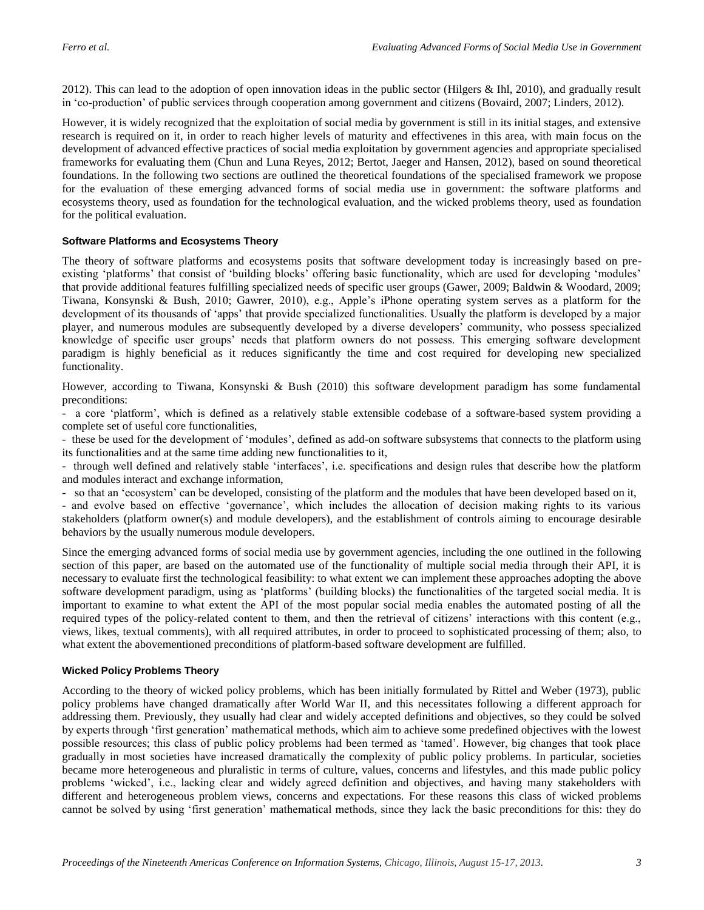2012). This can lead to the adoption of open innovation ideas in the public sector (Hilgers & Ihl, 2010), and gradually result in 'co-production' of public services through cooperation among government and citizens (Bovaird, 2007; Linders, 2012).

However, it is widely recognized that the exploitation of social media by government is still in its initial stages, and extensive research is required on it, in order to reach higher levels of maturity and effectivenes in this area, with main focus on the development of advanced effective practices of social media exploitation by government agencies and appropriate specialised frameworks for evaluating them (Chun and Luna Reyes, 2012; Bertot, Jaeger and Hansen, 2012), based on sound theoretical foundations. In the following two sections are outlined the theoretical foundations of the specialised framework we propose for the evaluation of these emerging advanced forms of social media use in government: the software platforms and ecosystems theory, used as foundation for the technological evaluation, and the wicked problems theory, used as foundation for the political evaluation.

### Software Platforms and Ecosystems Theory

The theory of software platforms and ecosystems posits that software development today is increasingly based on pre-existing 'platforms' that consist of 'building blocks' offering basic functionality, which are used for developing 'modules' that provide additional features fulfilling specialized needs of specific user groups (Gawer, 2009; Baldwin & Woodard, 2009; Tiwana, Konsynski & Bush, 2010; Gawrer, 2010), e.g., Apple's iPhone operating system serves as a platform for the development of its thousands of 'apps' that provide specialized functionalities. Usually the platform is developed by a major player, and numerous modules are subsequently developed by a diverse developers' community, who possess specialized knowledge of specific user groups' needs that platform owners do not possess. This emerging software development paradigm is highly beneficial as it reduces significantly the time and cost required for developing new specialized functionality.

However, according to Tiwana, Konsynski & Bush (2010) this software development paradigm has some fundamental preconditions:

- a core 'platform', which is defined as a relatively stable extensible codebase of a software-based system providing a complete set of useful core functionalities,
- these be used for the development of 'modules', defined as add-on software subsystems that connects to the platform using its functionalities and at the same time adding new functionalities to it,
- through well defined and relatively stable 'interfaces', i.e. specifications and design rules that describe how the platform and modules interact and exchange information,
- so that an 'ecosystem' can be developed, consisting of the platform and the modules that have been developed based on it,
- and evolve based on effective 'governance', which includes the allocation of decision making rights to its various stakeholders (platform owner(s) and module developers), and the establishment of controls aiming to encourage desirable behaviors by the usually numerous module developers.

Since the emerging advanced forms of social media use by government agencies, including the one outlined in the following section of this paper, are based on the automated use of the functionality of multiple social media through their API, it is necessary to evaluate first the technological feasibility: to what extent we can implement these approaches adopting the above software development paradigm, using as 'platforms' (building blocks) the functionalities of the targeted social media. It is important to examine to what extent the API of the most popular social media enables the automated posting of all the required types of the policy-related content to them, and then the retrieval of citizens' interactions with this content (e.g., views, likes, textual comments), with all required attributes, in order to proceed to sophisticated processing of them; also, to what extent the abovementioned preconditions of platform-based software development are fulfilled.

### Wicked Policy Problems Theory

According to the theory of wicked policy problems, which has been initially formulated by Rittel and Weber (1973), public policy problems have changed dramatically after World War II, and this necessitates following a different approach for addressing them. Previously, they usually had clear and widely accepted definitions and objectives, so they could be solved by experts through 'first generation' mathematical methods, which aim to achieve some predefined objectives with the lowest possible resources; this class of public policy problems had been termed as 'tamed'. However, big changes that took place gradually in most societies have increased dramatically the complexity of public policy problems. In particular, societies became more heterogeneous and pluralistic in terms of culture, values, concerns and lifestyles, and this made public policy problems 'wicked', i.e., lacking clear and widely agreed definition and objectives, and having many stakeholders with different and heterogeneous problem views, concerns and expectations. For these reasons this class of wicked problems cannot be solved by using 'first generation' mathematical methods, since they lack the basic preconditions for this: they do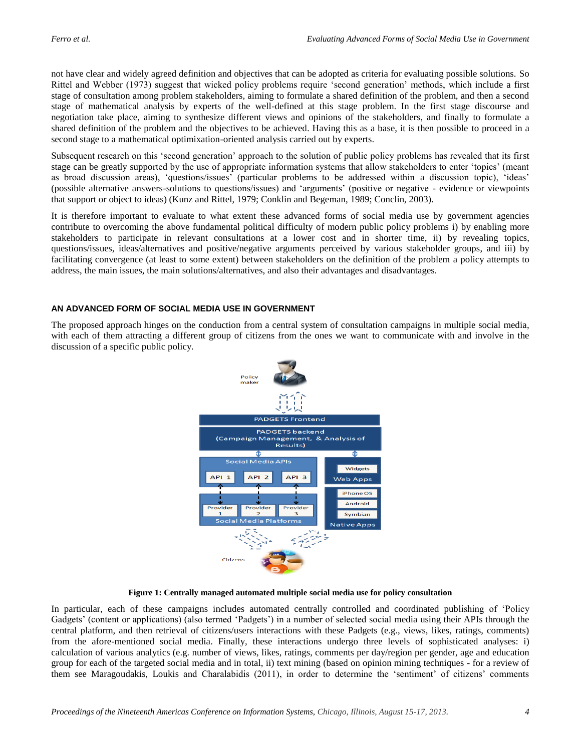not have clear and widely agreed definition and objectives that can be adopted as criteria for evaluating possible solutions. So Rittel and Webber (1973) suggest that wicked policy problems require 'second generation' methods, which include a first stage of consultation among problem stakeholders, aiming to formulate a shared definition of the problem, and then a second stage of mathematical analysis by experts of the well-defined at this stage problem. In the first stage discourse and negotiation take place, aiming to synthesize different views and opinions of the stakeholders, and finally to formulate a shared definition of the problem and the objectives to be achieved. Having this as a base, it is then possible to proceed in a second stage to a mathematical optimization-oriented analysis carried out by experts.

Subsequent research on this 'second generation' approach to the solution of public policy problems has revealed that its first stage can be greatly supported by the use of appropriate information systems that allow stakeholders to enter 'topics' (meant as broad discussion areas), 'questions/issues' (particular problems to be addressed within a discussion topic), 'ideas' (possible alternative answers-solutions to questions/issues) and 'arguments' (positive or negative - evidence or viewpoints that support or object to ideas) (Kunz and Rittel, 1979; Conklin and Begeman, 1989; Conclin, 2003).

It is therefore important to evaluate to what extent these advanced forms of social media use by government agencies contribute to overcoming the above fundamental political difficulty of modern public policy problems i) by enabling more stakeholders to participate in relevant consultations at a lower cost and in shorter time, ii) by revealing topics, questions/issues, ideas/alternatives and positive/negative arguments perceived by various stakeholder groups, and iii) by facilitating convergence (at least to some extent) between stakeholders on the definition of the problem a policy attempts to address, the main issues, the main solutions/alternatives, and also their advantages and disadvantages.

## AN ADVANCED FORM OF SOCIAL MEDIA USE IN GOVERNMENT

The proposed approach hinges on the conduction from a central system of consultation campaigns in multiple social media, with each of them attracting a different group of citizens from the ones we want to communicate with and involve in the discussion of a specific public policy.

**Figure 1: Centrally managed automated multiple social media use for policy consultation**

In particular, each of these campaigns includes automated centrally controlled and coordinated publishing of 'Policy Gadgets' (content or applications) (also termed 'Padgets') in a number of selected social media using their APIs through the central platform, and then retrieval of citizens/users interactions with these Padgets (e.g., views, likes, ratings, comments) from the afore-mentioned social media. Finally, these interactions undergo three levels of sophisticated analyses: i) calculation of various analytics (e.g. number of views, likes, ratings, comments per day/region per gender, age and education group for each of the targeted social media and in total, ii) text mining (based on opinion mining techniques - for a review of them see Maragoudakis, Loukis and Charalabidis (2011), in order to determine the 'sentiment' of citizens' comments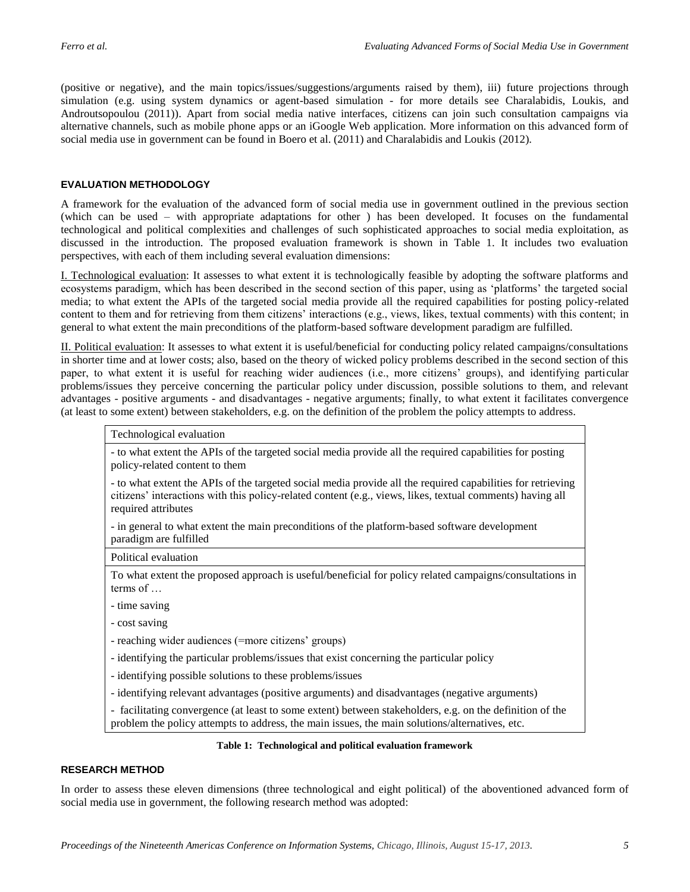(positive or negative), and the main topics/issues/suggestions/arguments raised by them), iii) future projections through simulation (e.g. using system dynamics or agent-based simulation - for more details see Charalabidis, Loukis, and Androutsopoulou (2011)). Apart from social media native interfaces, citizens can join such consultation campaigns via alternative channels, such as mobile phone apps or an iGoogle Web application. More information on this advanced form of social media use in government can be found in Boero et al. (2011) and Charalabidis and Loukis (2012).

## EVALUATION METHODOLOGY

A framework for the evaluation of the advanced form of social media use in government outlined in the previous section (which can be used – with appropriate adaptations for other ) has been developed. It focuses on the fundamental technological and political complexities and challenges of such sophisticated approaches to social media exploitation, as discussed in the introduction. The proposed evaluation framework is shown in Table 1. It includes two evaluation perspectives, with each of them including several evaluation dimensions:

I. Technological evaluation: It assesses to what extent it is technologically feasible by adopting the software platforms and ecosystems paradigm, which has been described in the second section of this paper, using as 'platforms' the targeted social media; to what extent the APIs of the targeted social media provide all the required capabilities for posting policy-related content to them and for retrieving from them citizens' interactions (e.g., views, likes, textual comments) with this content; in general to what extent the main preconditions of the platform-based software development paradigm are fulfilled.

II. Political evaluation: It assesses to what extent it is useful/beneficial for conducting policy related campaigns/consultations in shorter time and at lower costs; also, based on the theory of wicked policy problems described in the second section of this paper, to what extent it is useful for reaching wider audiences (i.e., more citizens' groups), and identifying particular problems/issues they perceive concerning the particular policy under discussion, possible solutions to them, and relevant advantages - positive arguments - and disadvantages - negative arguments; finally, to what extent it facilitates convergence (at least to some extent) between stakeholders, e.g. on the definition of the problem the policy attempts to address.

| Technological evaluation |
|---|
| - to what extent the APIs of the targeted social media provide all the required capabilities for posting policy-related content to them |
| - to what extent the APIs of the targeted social media provide all the required capabilities for retrieving citizens' interactions with this policy-related content (e.g., views, likes, textual comments) having all required attributes |
| - in general to what extent the main preconditions of the platform-based software development paradigm are fulfilled |
| **Political evaluation** |
| To what extent the proposed approach is useful/beneficial for policy related campaigns/consultations in terms of … |
| - time saving |
| - cost saving |
| - reaching wider audiences (=more citizens' groups) |
| - identifying the particular problems/issues that exist concerning the particular policy |
| - identifying possible solutions to these problems/issues |
| - identifying relevant advantages (positive arguments) and disadvantages (negative arguments) |
| - facilitating convergence (at least to some extent) between stakeholders, e.g. on the definition of the problem the policy attempts to address, the main issues, the main solutions/alternatives, etc. |

**Table 1: Technological and political evaluation framework**

## RESEARCH METHOD

In order to assess these eleven dimensions (three technological and eight political) of the aboventioned advanced form of social media use in government, the following research method was adopted: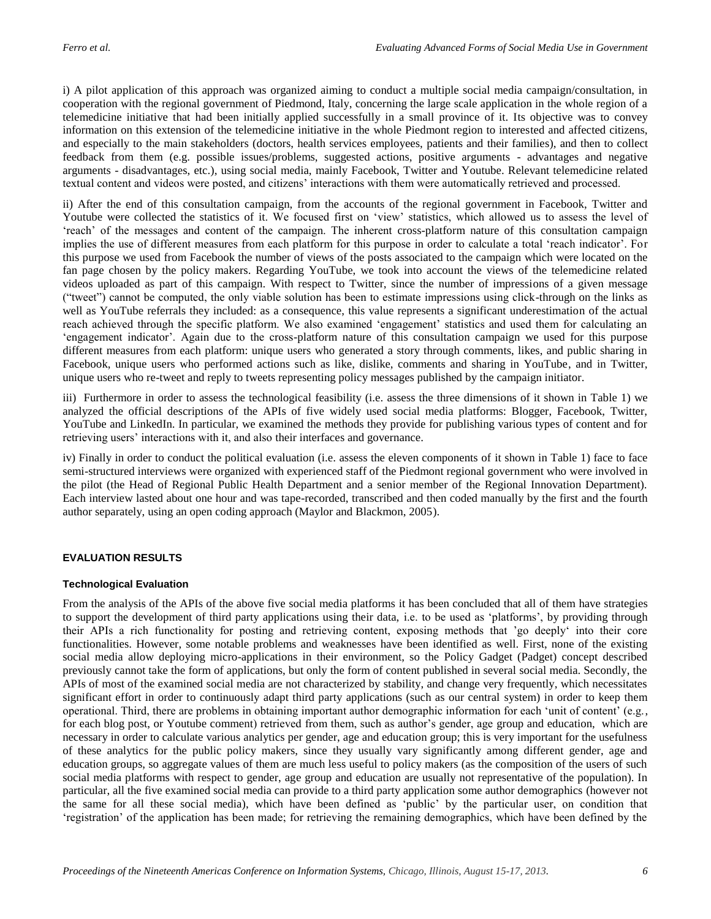i) A pilot application of this approach was organized aiming to conduct a multiple social media campaign/consultation, in cooperation with the regional government of Piedmond, Italy, concerning the large scale application in the whole region of a telemedicine initiative that had been initially applied successfully in a small province of it. Its objective was to convey information on this extension of the telemedicine initiative in the whole Piedmont region to interested and affected citizens, and especially to the main stakeholders (doctors, health services employees, patients and their families), and then to collect feedback from them (e.g. possible issues/problems, suggested actions, positive arguments - advantages and negative arguments - disadvantages, etc.), using social media, mainly Facebook, Twitter and Youtube. Relevant telemedicine related textual content and videos were posted, and citizens' interactions with them were automatically retrieved and processed.

ii) After the end of this consultation campaign, from the accounts of the regional government in Facebook, Twitter and Youtube were collected the statistics of it. We focused first on 'view' statistics, which allowed us to assess the level of 'reach' of the messages and content of the campaign. The inherent cross-platform nature of this consultation campaign implies the use of different measures from each platform for this purpose in order to calculate a total 'reach indicator'. For this purpose we used from Facebook the number of views of the posts associated to the campaign which were located on the fan page chosen by the policy makers. Regarding YouTube, we took into account the views of the telemedicine related videos uploaded as part of this campaign. With respect to Twitter, since the number of impressions of a given message ("tweet") cannot be computed, the only viable solution has been to estimate impressions using click-through on the links as well as YouTube referrals they included: as a consequence, this value represents a significant underestimation of the actual reach achieved through the specific platform. We also examined 'engagement' statistics and used them for calculating an 'engagement indicator'. Again due to the cross-platform nature of this consultation campaign we used for this purpose different measures from each platform: unique users who generated a story through comments, likes, and public sharing in Facebook, unique users who performed actions such as like, dislike, comments and sharing in YouTube, and in Twitter, unique users who re-tweet and reply to tweets representing policy messages published by the campaign initiator.

iii) Furthermore in order to assess the technological feasibility (i.e. assess the three dimensions of it shown in Table 1) we analyzed the official descriptions of the APIs of five widely used social media platforms: Blogger, Facebook, Twitter, YouTube and LinkedIn. In particular, we examined the methods they provide for publishing various types of content and for retrieving users' interactions with it, and also their interfaces and governance.

iv) Finally in order to conduct the political evaluation (i.e. assess the eleven components of it shown in Table 1) face to face semi-structured interviews were organized with experienced staff of the Piedmont regional government who were involved in the pilot (the Head of Regional Public Health Department and a senior member of the Regional Innovation Department). Each interview lasted about one hour and was tape-recorded, transcribed and then coded manually by the first and the fourth author separately, using an open coding approach (Maylor and Blackmon, 2005).

## EVALUATION RESULTS

### Technological Evaluation

From the analysis of the APIs of the above five social media platforms it has been concluded that all of them have strategies to support the development of third party applications using their data, i.e. to be used as 'platforms', by providing through their APIs a rich functionality for posting and retrieving content, exposing methods that 'go deeply' into their core functionalities. However, some notable problems and weaknesses have been identified as well. First, none of the existing social media allow deploying micro-applications in their environment, so the Policy Gadget (Padget) concept described previously cannot take the form of applications, but only the form of content published in several social media. Secondly, the APIs of most of the examined social media are not characterized by stability, and change very frequently, which necessitates significant effort in order to continuously adapt third party applications (such as our central system) in order to keep them operational. Third, there are problems in obtaining important author demographic information for each 'unit of content' (e.g., for each blog post, or Youtube comment) retrieved from them, such as author's gender, age group and education, which are necessary in order to calculate various analytics per gender, age and education group; this is very important for the usefulness of these analytics for the public policy makers, since they usually vary significantly among different gender, age and education groups, so aggregate values of them are much less useful to policy makers (as the composition of the users of such social media platforms with respect to gender, age group and education are usually not representative of the population). In particular, all the five examined social media can provide to a third party application some author demographics (however not the same for all these social media), which have been defined as 'public' by the particular user, on condition that 'registration' of the application has been made; for retrieving the remaining demographics, which have been defined by the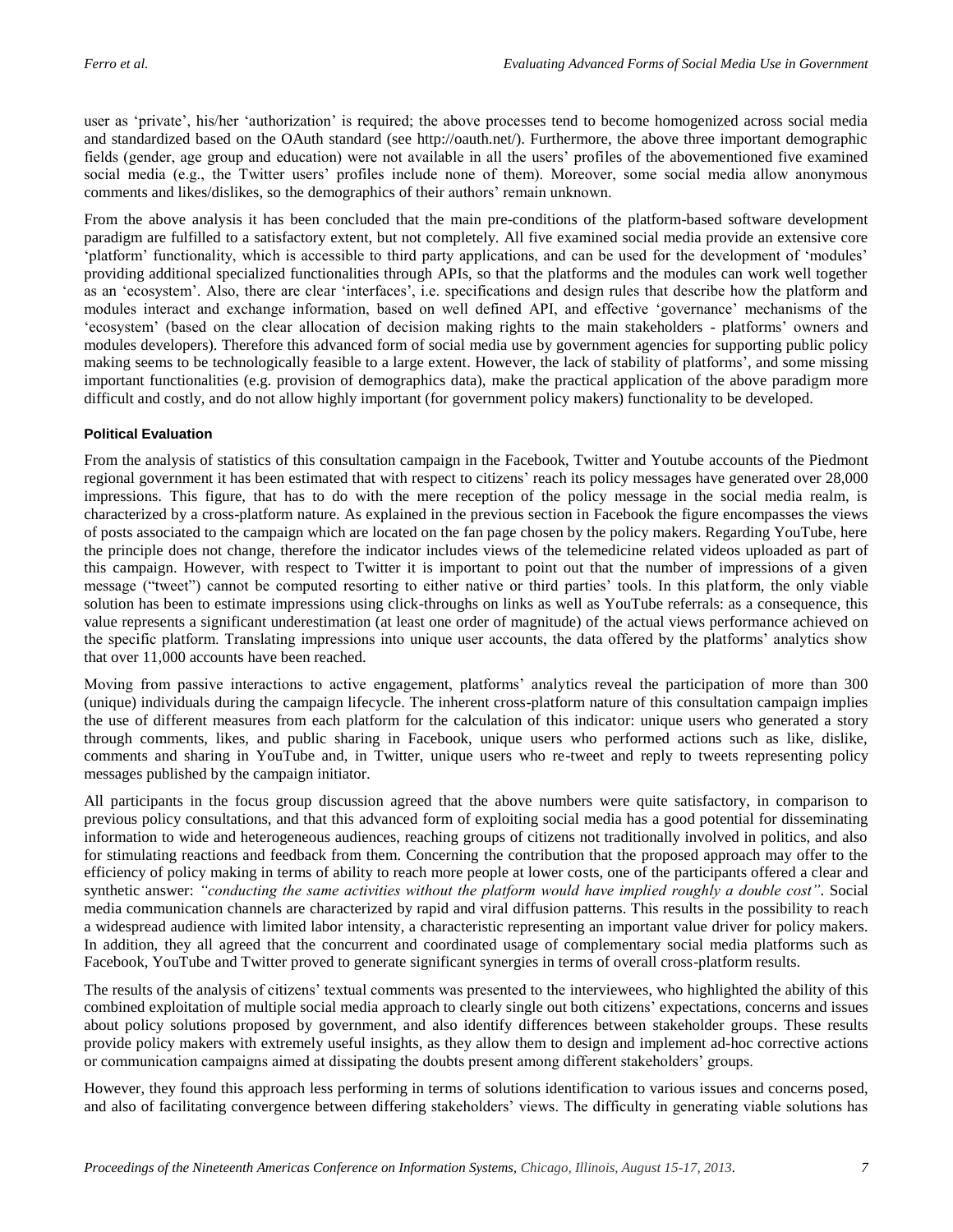user as 'private', his/her 'authorization' is required; the above processes tend to become homogenized across social media and standardized based on the OAuth standard (see http://oauth.net/). Furthermore, the above three important demographic fields (gender, age group and education) were not available in all the users' profiles of the abovementioned five examined social media (e.g., the Twitter users' profiles include none of them). Moreover, some social media allow anonymous comments and likes/dislikes, so the demographics of their authors' remain unknown.

From the above analysis it has been concluded that the main pre-conditions of the platform-based software development paradigm are fulfilled to a satisfactory extent, but not completely. All five examined social media provide an extensive core 'platform' functionality, which is accessible to third party applications, and can be used for the development of 'modules' providing additional specialized functionalities through APIs, so that the platforms and the modules can work well together as an 'ecosystem'. Also, there are clear 'interfaces', i.e. specifications and design rules that describe how the platform and modules interact and exchange information, based on well defined API, and effective 'governance' mechanisms of the 'ecosystem' (based on the clear allocation of decision making rights to the main stakeholders - platforms' owners and modules developers). Therefore this advanced form of social media use by government agencies for supporting public policy making seems to be technologically feasible to a large extent. However, the lack of stability of platforms', and some missing important functionalities (e.g. provision of demographics data), make the practical application of the above paradigm more difficult and costly, and do not allow highly important (for government policy makers) functionality to be developed.

#### Political Evaluation

From the analysis of statistics of this consultation campaign in the Facebook, Twitter and Youtube accounts of the Piedmont regional government it has been estimated that with respect to citizens' reach its policy messages have generated over 28,000 impressions. This figure, that has to do with the mere reception of the policy message in the social media realm, is characterized by a cross-platform nature. As explained in the previous section in Facebook the figure encompasses the views of posts associated to the campaign which are located on the fan page chosen by the policy makers. Regarding YouTube, here the principle does not change, therefore the indicator includes views of the telemedicine related videos uploaded as part of this campaign. However, with respect to Twitter it is important to point out that the number of impressions of a given message ("tweet") cannot be computed resorting to either native or third parties' tools. In this platform, the only viable solution has been to estimate impressions using click-throughs on links as well as YouTube referrals: as a consequence, this value represents a significant underestimation (at least one order of magnitude) of the actual views performance achieved on the specific platform. Translating impressions into unique user accounts, the data offered by the platforms' analytics show that over 11,000 accounts have been reached.

Moving from passive interactions to active engagement, platforms' analytics reveal the participation of more than 300 (unique) individuals during the campaign lifecycle. The inherent cross-platform nature of this consultation campaign implies the use of different measures from each platform for the calculation of this indicator: unique users who generated a story through comments, likes, and public sharing in Facebook, unique users who performed actions such as like, dislike, comments and sharing in YouTube and, in Twitter, unique users who re-tweet and reply to tweets representing policy messages published by the campaign initiator.

All participants in the focus group discussion agreed that the above numbers were quite satisfactory, in comparison to previous policy consultations, and that this advanced form of exploiting social media has a good potential for disseminating information to wide and heterogeneous audiences, reaching groups of citizens not traditionally involved in politics, and also for stimulating reactions and feedback from them. Concerning the contribution that the proposed approach may offer to the efficiency of policy making in terms of ability to reach more people at lower costs, one of the participants offered a clear and synthetic answer: *"conducting the same activities without the platform would have implied roughly a double cost"*. Social media communication channels are characterized by rapid and viral diffusion patterns. This results in the possibility to reach a widespread audience with limited labor intensity, a characteristic representing an important value driver for policy makers. In addition, they all agreed that the concurrent and coordinated usage of complementary social media platforms such as Facebook, YouTube and Twitter proved to generate significant synergies in terms of overall cross-platform results.

The results of the analysis of citizens' textual comments was presented to the interviewees, who highlighted the ability of this combined exploitation of multiple social media approach to clearly single out both citizens' expectations, concerns and issues about policy solutions proposed by government, and also identify differences between stakeholder groups. These results provide policy makers with extremely useful insights, as they allow them to design and implement ad-hoc corrective actions or communication campaigns aimed at dissipating the doubts present among different stakeholders' groups.

However, they found this approach less performing in terms of solutions identification to various issues and concerns posed, and also of facilitating convergence between differing stakeholders' views. The difficulty in generating viable solutions has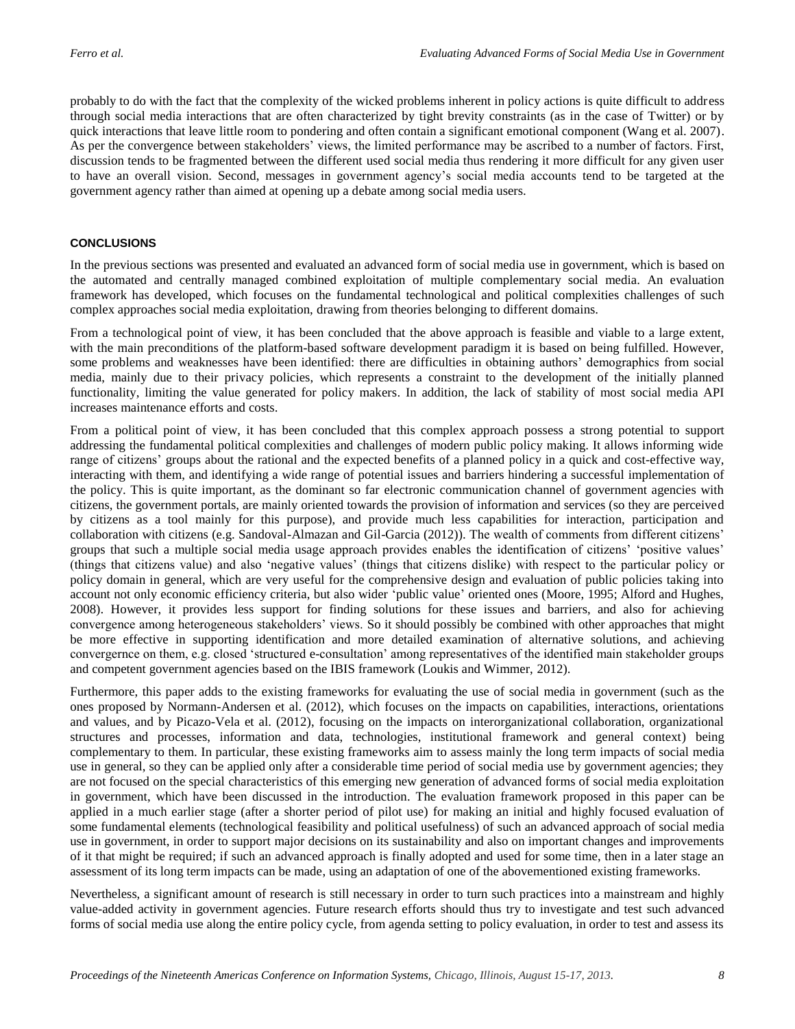probably to do with the fact that the complexity of the wicked problems inherent in policy actions is quite difficult to address through social media interactions that are often characterized by tight brevity constraints (as in the case of Twitter) or by quick interactions that leave little room to pondering and often contain a significant emotional component (Wang et al. 2007). As per the convergence between stakeholders' views, the limited performance may be ascribed to a number of factors. First, discussion tends to be fragmented between the different used social media thus rendering it more difficult for any given user to have an overall vision. Second, messages in government agency's social media accounts tend to be targeted at the government agency rather than aimed at opening up a debate among social media users.

## CONCLUSIONS

In the previous sections was presented and evaluated an advanced form of social media use in government, which is based on the automated and centrally managed combined exploitation of multiple complementary social media. An evaluation framework has developed, which focuses on the fundamental technological and political complexities challenges of such complex approaches social media exploitation, drawing from theories belonging to different domains.

From a technological point of view, it has been concluded that the above approach is feasible and viable to a large extent, with the main preconditions of the platform-based software development paradigm it is based on being fulfilled. However, some problems and weaknesses have been identified: there are difficulties in obtaining authors' demographics from social media, mainly due to their privacy policies, which represents a constraint to the development of the initially planned functionality, limiting the value generated for policy makers. In addition, the lack of stability of most social media API increases maintenance efforts and costs.

From a political point of view, it has been concluded that this complex approach possess a strong potential to support addressing the fundamental political complexities and challenges of modern public policy making. It allows informing wide range of citizens' groups about the rational and the expected benefits of a planned policy in a quick and cost-effective way, interacting with them, and identifying a wide range of potential issues and barriers hindering a successful implementation of the policy. This is quite important, as the dominant so far electronic communication channel of government agencies with citizens, the government portals, are mainly oriented towards the provision of information and services (so they are perceived by citizens as a tool mainly for this purpose), and provide much less capabilities for interaction, participation and collaboration with citizens (e.g. Sandoval-Almazan and Gil-Garcia (2012)). The wealth of comments from different citizens' groups that such a multiple social media usage approach provides enables the identification of citizens' 'positive values' (things that citizens value) and also 'negative values' (things that citizens dislike) with respect to the particular policy or policy domain in general, which are very useful for the comprehensive design and evaluation of public policies taking into account not only economic efficiency criteria, but also wider 'public value' oriented ones (Moore, 1995; Alford and Hughes, 2008). However, it provides less support for finding solutions for these issues and barriers, and also for achieving convergence among heterogeneous stakeholders' views. So it should possibly be combined with other approaches that might be more effective in supporting identification and more detailed examination of alternative solutions, and achieving convergernce on them, e.g. closed 'structured e-consultation' among representatives of the identified main stakeholder groups and competent government agencies based on the IBIS framework (Loukis and Wimmer, 2012).

Furthermore, this paper adds to the existing frameworks for evaluating the use of social media in government (such as the ones proposed by Normann-Andersen et al. (2012), which focuses on the impacts on capabilities, interactions, orientations and values, and by Picazo-Vela et al. (2012), focusing on the impacts on interorganizational collaboration, organizational structures and processes, information and data, technologies, institutional framework and general context) being complementary to them. In particular, these existing frameworks aim to assess mainly the long term impacts of social media use in general, so they can be applied only after a considerable time period of social media use by government agencies; they are not focused on the special characteristics of this emerging new generation of advanced forms of social media exploitation in government, which have been discussed in the introduction. The evaluation framework proposed in this paper can be applied in a much earlier stage (after a shorter period of pilot use) for making an initial and highly focused evaluation of some fundamental elements (technological feasibility and political usefulness) of such an advanced approach of social media use in government, in order to support major decisions on its sustainability and also on important changes and improvements of it that might be required; if such an advanced approach is finally adopted and used for some time, then in a later stage an assessment of its long term impacts can be made, using an adaptation of one of the abovementioned existing frameworks.

Nevertheless, a significant amount of research is still necessary in order to turn such practices into a mainstream and highly value-added activity in government agencies. Future research efforts should thus try to investigate and test such advanced forms of social media use along the entire policy cycle, from agenda setting to policy evaluation, in order to test and assess its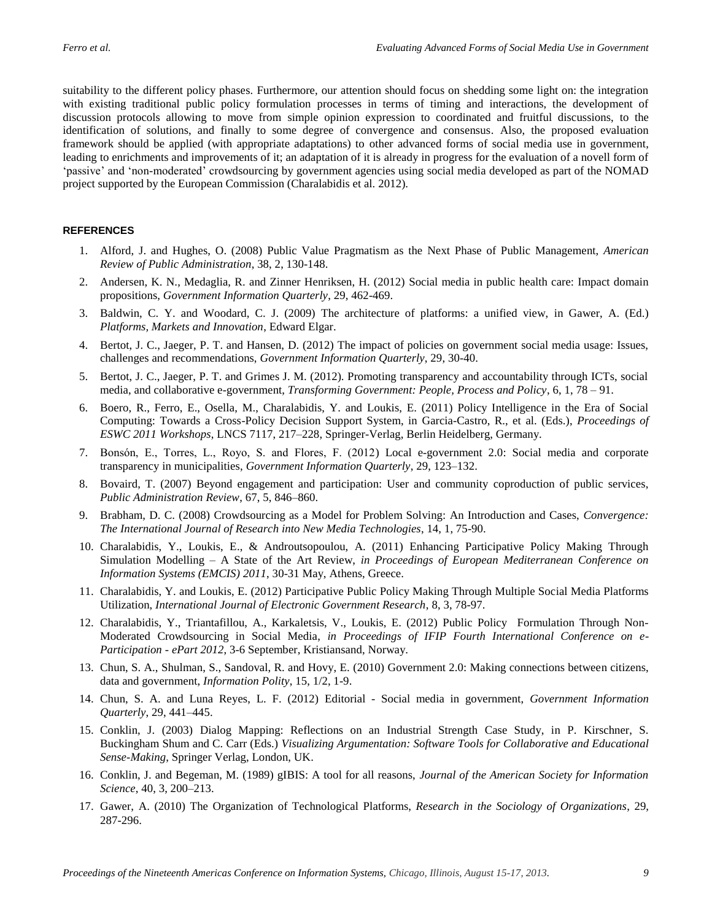suitability to the different policy phases. Furthermore, our attention should focus on shedding some light on: the integration with existing traditional public policy formulation processes in terms of timing and interactions, the development of discussion protocols allowing to move from simple opinion expression to coordinated and fruitful discussions, to the identification of solutions, and finally to some degree of convergence and consensus. Also, the proposed evaluation framework should be applied (with appropriate adaptations) to other advanced forms of social media use in government, leading to enrichments and improvements of it; an adaptation of it is already in progress for the evaluation of a novell form of 'passive' and 'non-moderated' crowdsourcing by government agencies using social media developed as part of the NOMAD project supported by the European Commission (Charalabidis et al. 2012).

## REFERENCES

1. Alford, J. and Hughes, O. (2008) Public Value Pragmatism as the Next Phase of Public Management, *American Review of Public Administration*, 38, 2, 130-148.
2. Andersen, K. N., Medaglia, R. and Zinner Henriksen, H. (2012) Social media in public health care: Impact domain propositions, *Government Information Quarterly*, 29, 462-469.
3. Baldwin, C. Y. and Woodard, C. J. (2009) The architecture of platforms: a unified view, in Gawer, A. (Ed.) *Platforms, Markets and Innovation*, Edward Elgar.
4. Bertot, J. C., Jaeger, P. T. and Hansen, D. (2012) The impact of policies on government social media usage: Issues, challenges and recommendations, *Government Information Quarterly*, 29, 30-40.
5. Bertot, J. C., Jaeger, P. T. and Grimes J. M. (2012). Promoting transparency and accountability through ICTs, social media, and collaborative e-government, *Transforming Government: People, Process and Policy*, 6, 1, 78 – 91.
6. Boero, R., Ferro, E., Osella, M., Charalabidis, Y. and Loukis, E. (2011) Policy Intelligence in the Era of Social Computing: Towards a Cross-Policy Decision Support System, in Garcia-Castro, R., et al. (Eds.), *Proceedings of ESWC 2011 Workshops*, LNCS 7117, 217–228, Springer-Verlag, Berlin Heidelberg, Germany.
7. Bonsón, E., Torres, L., Royo, S. and Flores, F. (2012) Local e-government 2.0: Social media and corporate transparency in municipalities, *Government Information Quarterly*, 29, 123–132.
8. Bovaird, T. (2007) Beyond engagement and participation: User and community coproduction of public services, *Public Administration Review*, 67, 5, 846–860.
9. Brabham, D. C. (2008) Crowdsourcing as a Model for Problem Solving: An Introduction and Cases, *Convergence: The International Journal of Research into New Media Technologies*, 14, 1, 75-90.
10. Charalabidis, Y., Loukis, E., & Androutsopoulou, A. (2011) Enhancing Participative Policy Making Through Simulation Modelling – A State of the Art Review, *in Proceedings of European Mediterranean Conference on Information Systems (EMCIS) 2011*, 30-31 May, Athens, Greece.
11. Charalabidis, Y. and Loukis, E. (2012) Participative Public Policy Making Through Multiple Social Media Platforms Utilization, *International Journal of Electronic Government Research*, 8, 3, 78-97.
12. Charalabidis, Y., Triantafillou, A., Karkaletsis, V., Loukis, E. (2012) Public Policy Formulation Through Non-Moderated Crowdsourcing in Social Media, *in Proceedings of IFIP Fourth International Conference on e-Participation - ePart 2012*, 3-6 September, Kristiansand, Norway.
13. Chun, S. A., Shulman, S., Sandoval, R. and Hovy, E. (2010) Government 2.0: Making connections between citizens, data and government, *Information Polity*, 15, 1/2, 1-9.
14. Chun, S. A. and Luna Reyes, L. F. (2012) Editorial - Social media in government, *Government Information Quarterly*, 29, 441–445.
15. Conklin, J. (2003) Dialog Mapping: Reflections on an Industrial Strength Case Study, in P. Kirschner, S. Buckingham Shum and C. Carr (Eds.) *Visualizing Argumentation: Software Tools for Collaborative and Educational Sense-Making*, Springer Verlag, London, UK.
16. Conklin, J. and Begeman, M. (1989) gIBIS: A tool for all reasons, *Journal of the American Society for Information Science*, 40, 3, 200–213.
17. Gawer, A. (2010) The Organization of Technological Platforms, *Research in the Sociology of Organizations*, 29, 287-296.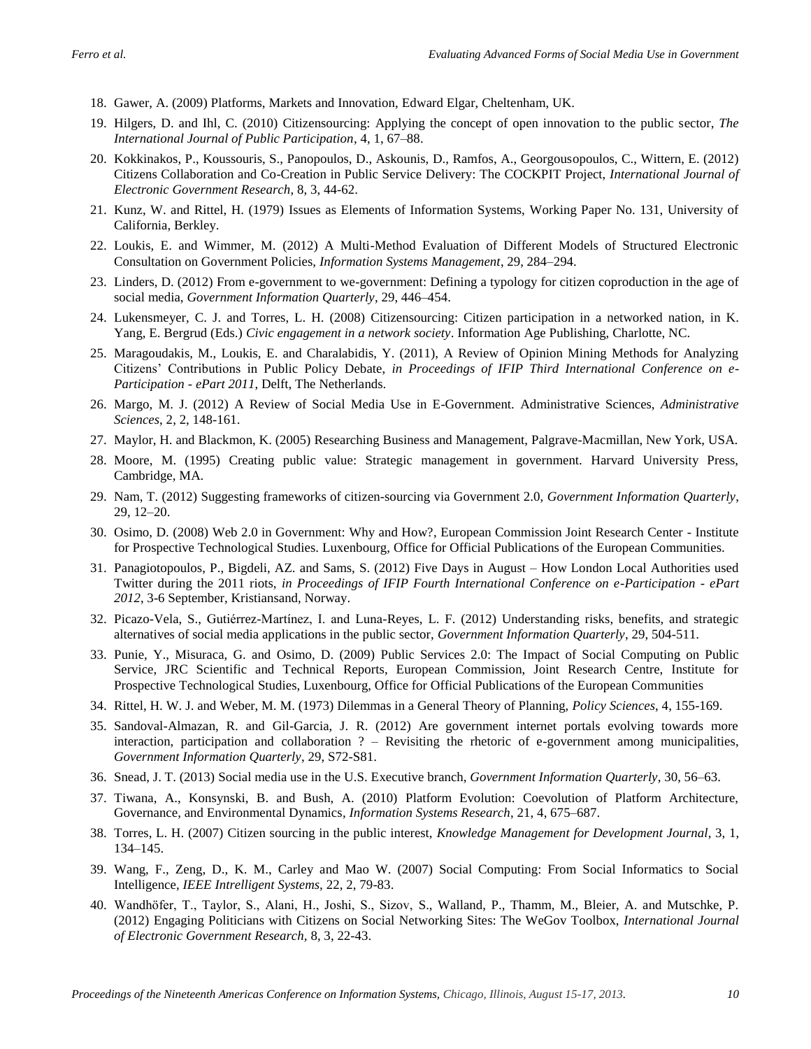18. Gawer, A. (2009) Platforms, Markets and Innovation, Edward Elgar, Cheltenham, UK.
19. Hilgers, D. and Ihl, C. (2010) Citizensourcing: Applying the concept of open innovation to the public sector, *The International Journal of Public Participation*, 4, 1, 67–88.
20. Kokkinakos, P., Koussouris, S., Panopoulos, D., Askounis, D., Ramfos, A., Georgousopoulos, C., Wittern, E. (2012) Citizens Collaboration and Co-Creation in Public Service Delivery: The COCKPIT Project, *International Journal of Electronic Government Research*, 8, 3, 44-62.
21. Kunz, W. and Rittel, H. (1979) Issues as Elements of Information Systems, Working Paper No. 131, University of California, Berkley.
22. Loukis, E. and Wimmer, M. (2012) A Multi-Method Evaluation of Different Models of Structured Electronic Consultation on Government Policies, *Information Systems Management*, 29, 284–294.
23. Linders, D. (2012) From e-government to we-government: Defining a typology for citizen coproduction in the age of social media, *Government Information Quarterly*, 29, 446–454.
24. Lukensmeyer, C. J. and Torres, L. H. (2008) Citizensourcing: Citizen participation in a networked nation, in K. Yang, E. Bergrud (Eds.) *Civic engagement in a network society*. Information Age Publishing, Charlotte, NC.
25. Maragoudakis, M., Loukis, E. and Charalabidis, Y. (2011), A Review of Opinion Mining Methods for Analyzing Citizens' Contributions in Public Policy Debate, *in Proceedings of IFIP Third International Conference on e-Participation - ePart 2011*, Delft, The Netherlands.
26. Margo, M. J. (2012) A Review of Social Media Use in E-Government. Administrative Sciences, *Administrative Sciences*, 2, 2, 148-161.
27. Maylor, H. and Blackmon, K. (2005) Researching Business and Management, Palgrave-Macmillan, New York, USA.
28. Moore, M. (1995) Creating public value: Strategic management in government. Harvard University Press, Cambridge, MA.
29. Nam, T. (2012) Suggesting frameworks of citizen-sourcing via Government 2.0, *Government Information Quarterly*, 29, 12–20.
30. Osimo, D. (2008) Web 2.0 in Government: Why and How?, European Commission Joint Research Center - Institute for Prospective Technological Studies. Luxenbourg, Office for Official Publications of the European Communities.
31. Panagiotopoulos, P., Bigdeli, AZ. and Sams, S. (2012) Five Days in August – How London Local Authorities used Twitter during the 2011 riots, *in Proceedings of IFIP Fourth International Conference on e-Participation - ePart 2012*, 3-6 September, Kristiansand, Norway.
32. Picazo-Vela, S., Gutiérrez-Martínez, I. and Luna-Reyes, L. F. (2012) Understanding risks, benefits, and strategic alternatives of social media applications in the public sector, *Government Information Quarterly*, 29, 504-511.
33. Punie, Y., Misuraca, G. and Osimo, D. (2009) Public Services 2.0: The Impact of Social Computing on Public Service, JRC Scientific and Technical Reports, European Commission, Joint Research Centre, Institute for Prospective Technological Studies, Luxenbourg, Office for Official Publications of the European Communities
34. Rittel, H. W. J. and Weber, M. M. (1973) Dilemmas in a General Theory of Planning, *Policy Sciences*, 4, 155-169.
35. Sandoval-Almazan, R. and Gil-Garcia, J. R. (2012) Are government internet portals evolving towards more interaction, participation and collaboration ? – Revisiting the rhetoric of e-government among municipalities, *Government Information Quarterly*, 29, S72-S81.
36. Snead, J. T. (2013) Social media use in the U.S. Executive branch, *Government Information Quarterly*, 30, 56–63.
37. Tiwana, A., Konsynski, B. and Bush, A. (2010) Platform Evolution: Coevolution of Platform Architecture, Governance, and Environmental Dynamics, *Information Systems Research*, 21, 4, 675–687.
38. Torres, L. H. (2007) Citizen sourcing in the public interest, *Knowledge Management for Development Journal*, 3, 1, 134–145.
39. Wang, F., Zeng, D., K. M., Carley and Mao W. (2007) Social Computing: From Social Informatics to Social Intelligence, *IEEE Intrelligent Systems*, 22, 2, 79-83.
40. Wandhöfer, T., Taylor, S., Alani, H., Joshi, S., Sizov, S., Walland, P., Thamm, M., Bleier, A. and Mutschke, P. (2012) Engaging Politicians with Citizens on Social Networking Sites: The WeGov Toolbox, *International Journal of Electronic Government Research*, 8, 3, 22-43.